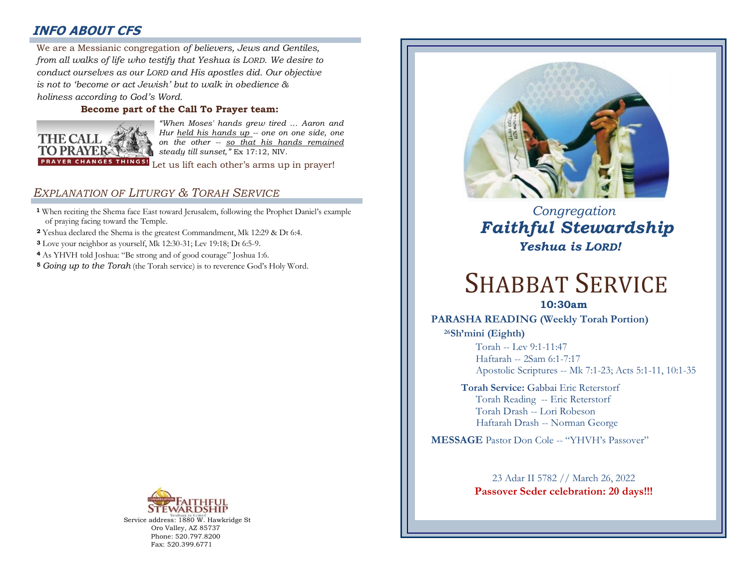## INFO ABOUT CFS

We are a Messianic congregation *of believers, Jews and Gentiles, from all walks of life who testify that Yeshua is LORD. We desire to conduct ourselves as our LORD and His apostles did. Our objective is not to 'become or act Jewish' but to walk in obedience & holiness according to God's Word.*

**Become part of the Call To Prayer team:**

THE CALL TO PRAYER — PRAYER CHANGES THINGS!

*"When Moses' hands grew tired … Aaron and Hur held his hands up -- one on one side, one on the other -- so that his hands remained steady till sunset,"* Ex 17:12, NIV.

Let us lift each other's arms up in prayer!

## *EXPLANATION OF LITURGY & TORAH SERVICE*

**1** When reciting the Shema face East toward Jerusalem, following the Prophet Daniel's example of praying facing toward the Temple.

**2** Yeshua declared the Shema is the greatest Commandment, Mk 12:29 & Dt 6:4.

**3** Love your neighbor as yourself, Mk 12:30-31; Lev 19:18; Dt 6:5-9.

**4** As YHVH told Joshua: "Be strong and of good courage" Joshua 1:6.

**5** *Going up to the Torah* (the Torah service) is to reverence God's Holy Word.

Congregation Faithful Stewardship
Yeshua is Lord!
Service address: 1880 W. Hawkridge St
Oro Valley, AZ 85737
Phone: 520.797.8200
Fax: 520.399.6771

*Congregation*
***Faithful Stewardship***
***Yeshua is LORD!***

# SHABBAT SERVICE

**10:30am**

**PARASHA READING (Weekly Torah Portion)**

**26 Sh'mini (Eighth)**

Torah -- Lev 9:1-11:47
Haftarah -- 2Sam 6:1-7:17
Apostolic Scriptures -- Mk 7:1-23; Acts 5:1-11, 10:1-35

**Torah Service:** Gabbai Eric Reterstorf
Torah Reading -- Eric Reterstorf
Torah Drash -- Lori Robeson
Haftarah Drash -- Norman George

**MESSAGE** Pastor Don Cole -- "YHVH's Passover"

23 Adar II 5782 // March 26, 2022

**Passover Seder celebration: 20 days!!!**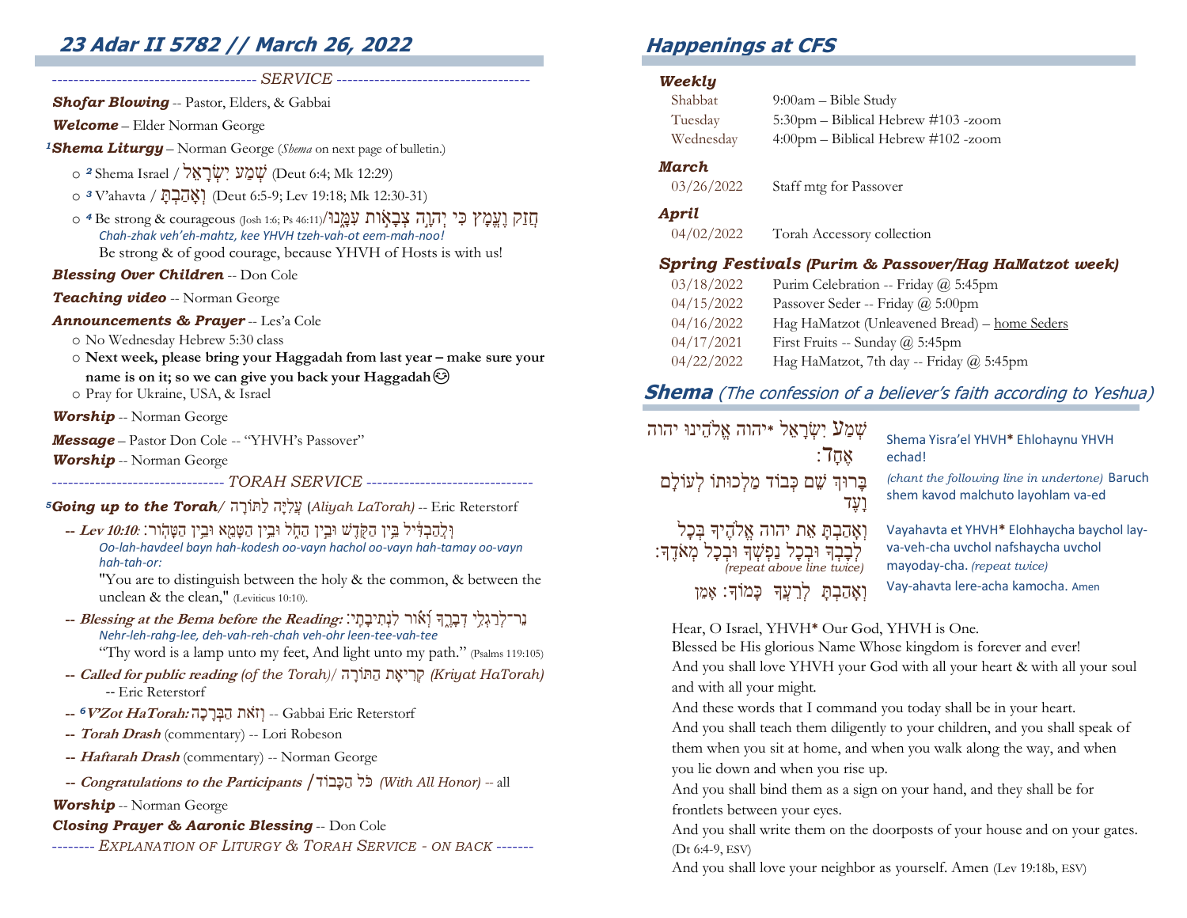# 23 Adar II 5782 // March 26, 2022

------------------------------------- *SERVICE* -----------------------------------

***Shofar Blowing*** -- Pastor, Elders, & Gabbai

***Welcome*** – Elder Norman George

[1]***Shema Liturgy*** – Norman George (*Shema* on next page of bulletin.)

- [2] Shema Israel / שְׁמַע יִשְׂרָאֵל (Deut 6:4; Mk 12:29)
- [3] V'ahavta / וְאָהַבְתָּ (Deut 6:5-9; Lev 19:18; Mk 12:30-31)
- [4] Be strong & courageous (Josh 1:6; Ps 46:11)/ חֲזַק וֶאֱמָץ כִּי יְהוָה צְבָאוֹת עִמָּנוּ
  *Chah-zhak veh'eh-mahtz, kee YHVH tzeh-vah-ot eem-mah-noo!*
  Be strong & of good courage, because YHVH of Hosts is with us!

***Blessing Over Children*** -- Don Cole

***Teaching video*** -- Norman George

***Announcements & Prayer*** -- Les'a Cole

- No Wednesday Hebrew 5:30 class
- **Next week, please bring your Haggadah from last year – make sure your name is on it; so we can give you back your Haggadah**😊
- Pray for Ukraine, USA, & Israel

***Worship*** -- Norman George

***Message*** – Pastor Don Cole -- "YHVH's Passover"

***Worship*** -- Norman George

------------------------------- *TORAH SERVICE* -------------------------------

[5]***Going up to the Torah***/ עֲלִיָּה לַתּוֹרָה (*Aliyah LaTorah*) -- Eric Reterstorf

- -- ***Lev 10:10:*** וּלֲהַבְדִּיל בֵּין הַקֹּדֶשׁ וּבֵין הַחֹל וּבֵין הַטָּמֵא וּבֵין הַטָּהוֹר:
  *Oo-lah-havdeel bayn hah-kodesh oo-vayn hachol oo-vayn hah-tamay oo-vayn hah-tah-or:*
  "You are to distinguish between the holy & the common, & between the unclean & the clean," (Leviticus 10:10).
- -- ***Blessing at the Bema before the Reading:*** נֵר־לְרַגְלִי דְבָרֶךָ וְאוֹר לִנְתִיבָתִי׃
  *Nehr-leh-rahg-lee, deh-vah-reh-chah veh-ohr leen-tee-vah-tee*
  "Thy word is a lamp unto my feet, And light unto my path." (Psalms 119:105)
- -- ***Called for public reading*** *(of the Torah)*/ קְרִיאַת הַתּוֹרָה *(Kriyat HaTorah)* -- Eric Reterstorf
- -- [6]***V'Zot HaTorah:*** וְזֹאת הַבְּרָכָה -- Gabbai Eric Reterstorf
- -- ***Torah Drash*** (commentary) -- Lori Robeson
- -- ***Haftarah Drash*** (commentary) -- Norman George
- -- ***Congratulations to the Participants*** /כֹּל הַכָּבוֹד *(With All Honor)* -- all

***Worship*** -- Norman George

***Closing Prayer & Aaronic Blessing*** -- Don Cole

-------- *EXPLANATION OF LITURGY & TORAH SERVICE - ON BACK* -------

# Happenings at CFS

### Weekly

| | |
|---|---|
| Shabbat | 9:00am – Bible Study |
| Tuesday | 5:30pm – Biblical Hebrew #103 -zoom |
| Wednesday | 4:00pm – Biblical Hebrew #102 -zoom |

### March

| | |
|---|---|
| 03/26/2022 | Staff mtg for Passover |

### April

| | |
|---|---|
| 04/02/2022 | Torah Accessory collection |

### Spring Festivals (Purim & Passover/Hag HaMatzot week)

| | |
|---|---|
| 03/18/2022 | Purim Celebration -- Friday @ 5:45pm |
| 04/15/2022 | Passover Seder -- Friday @ 5:00pm |
| 04/16/2022 | Hag HaMatzot (Unleavened Bread) – home Seders |
| 04/17/2021 | First Fruits -- Sunday @ 5:45pm |
| 04/22/2022 | Hag HaMatzot, 7th day -- Friday @ 5:45pm |

## Shema *(The confession of a believer's faith according to Yeshua)*

שְׁמַע יִשְׂרָאֵל *יהוה אֱלֹהֵינוּ יהוה אֶחָד׃

Shema Yisra'el YHVH* Ehlohaynu YHVH echad!

בָּרוּךְ שֵׁם כְּבוֹד מַלְכוּתוֹ לְעוֹלָם וָעֶד

*(chant the following line in undertone)* Baruch shem kavod malchuto layohlam va-ed

וְאָהַבְתָּ אֵת יהוה אֱלֹהֶיךָ בְּכָל לְבָבְךָ וּבְכָל נַפְשְׁךָ וּבְכָל מְאֹדֶךָ׃ *(repeat above line twice)*

Vayahavta et YHVH* Elohhaycha baychol lay-va-veh-cha uvchol nafshaycha uvchol mayoday-cha. *(repeat twice)*

וְאָהַבְתָּ לְרֵעֲךָ כָּמוֹךָ׃ אָמֵן

Vay-ahavta lere-acha kamocha. Amen

Hear, O Israel, YHVH* Our God, YHVH is One.
Blessed be His glorious Name Whose kingdom is forever and ever!
And you shall love YHVH your God with all your heart & with all your soul and with all your might.
And these words that I command you today shall be in your heart.
And you shall teach them diligently to your children, and you shall speak of them when you sit at home, and when you walk along the way, and when you lie down and when you rise up.
And you shall bind them as a sign on your hand, and they shall be for frontlets between your eyes.
And you shall write them on the doorposts of your house and on your gates. (Dt 6:4-9, ESV)
And you shall love your neighbor as yourself. Amen (Lev 19:18b, ESV)